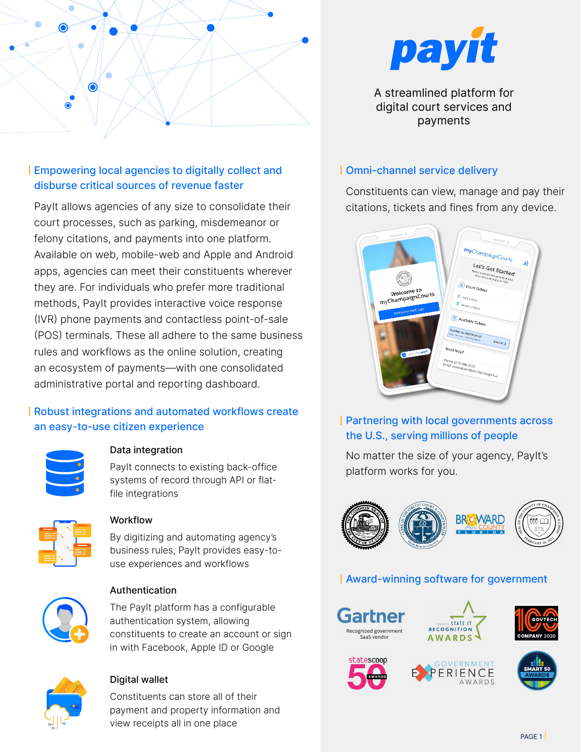# payit

A streamlined platform for digital court services and payments

## Empowering local agencies to digitally collect and disburse critical sources of revenue faster

PayIt allows agencies of any size to consolidate their court processes, such as parking, misdemeanor or felony citations, and payments into one platform. Available on web, mobile-web and Apple and Android apps, agencies can meet their constituents wherever they are. For individuals who prefer more traditional methods, PayIt provides interactive voice response (IVR) phone payments and contactless point-of-sale (POS) terminals. These all adhere to the same business rules and workflows as the online solution, creating an ecosystem of payments—with one consolidated administrative portal and reporting dashboard.

## Robust integrations and automated workflows create an easy-to-use citizen experience

### Data integration

PayIt connects to existing back-office systems of record through API or flat-file integrations

### Workflow

By digitizing and automating agency's business rules, PayIt provides easy-to-use experiences and workflows

### Authentication

The PayIt platform has a configurable authentication system, allowing constituents to create an account or sign in with Facebook, Apple ID or Google

### Digital wallet

Constituents can store all of their payment and property information and view receipts all in one place

## Omni-channel service delivery

Constituents can view, manage and pay their citations, tickets and fines from any device.

## Partnering with local governments across the U.S., serving millions of people

No matter the size of your agency, PayIt's platform works for you.

## Award-winning software for government

Gartner — Recognized government SaaS vendor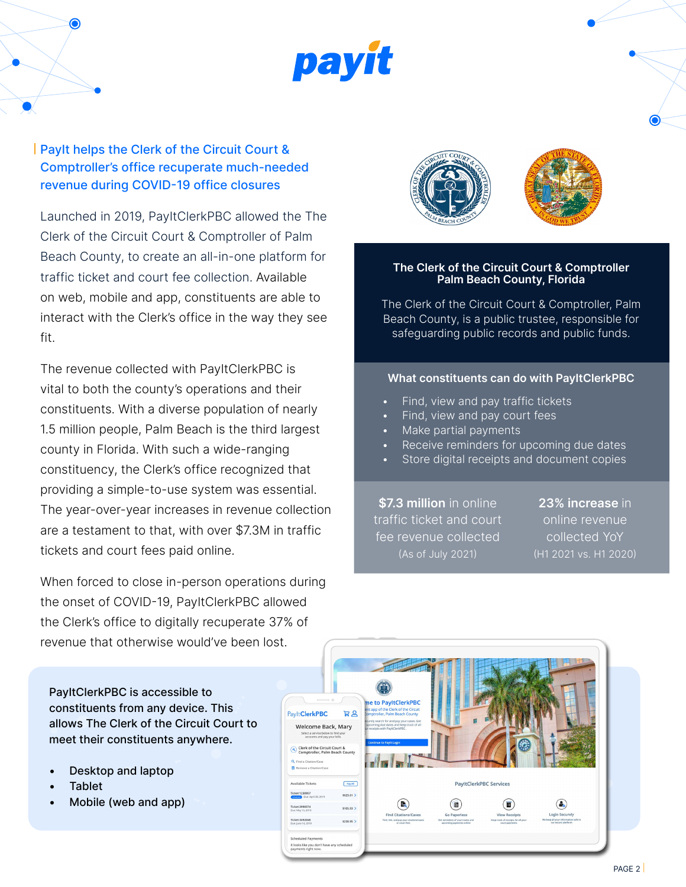## PayIt helps the Clerk of the Circuit Court & Comptroller's office recuperate much-needed revenue during COVID-19 office closures

Launched in 2019, PayItClerkPBC allowed the The Clerk of the Circuit Court & Comptroller of Palm Beach County, to create an all-in-one platform for traffic ticket and court fee collection. Available on web, mobile and app, constituents are able to interact with the Clerk's office in the way they see fit.

The revenue collected with PayItClerkPBC is vital to both the county's operations and their constituents. With a diverse population of nearly 1.5 million people, Palm Beach is the third largest county in Florida. With such a wide-ranging constituency, the Clerk's office recognized that providing a simple-to-use system was essential. The year-over-year increases in revenue collection are a testament to that, with over $7.3M in traffic tickets and court fees paid online.

When forced to close in-person operations during the onset of COVID-19, PayItClerkPBC allowed the Clerk's office to digitally recuperate 37% of revenue that otherwise would've been lost.

### The Clerk of the Circuit Court & Comptroller Palm Beach County, Florida

The Clerk of the Circuit Court & Comptroller, Palm Beach County, is a public trustee, responsible for safeguarding public records and public funds.

### What constituents can do with PayItClerkPBC

- Find, view and pay traffic tickets
- Find, view and pay court fees
- Make partial payments
- Receive reminders for upcoming due dates
- Store digital receipts and document copies

**$7.3 million** in online traffic ticket and court fee revenue collected
(As of July 2021)

**23% increase** in online revenue collected YoY
(H1 2021 vs. H1 2020)

PayItClerkPBC is accessible to constituents from any device. This allows The Clerk of the Circuit Court to meet their constituents anywhere.

- Desktop and laptop
- Tablet
- Mobile (web and app)